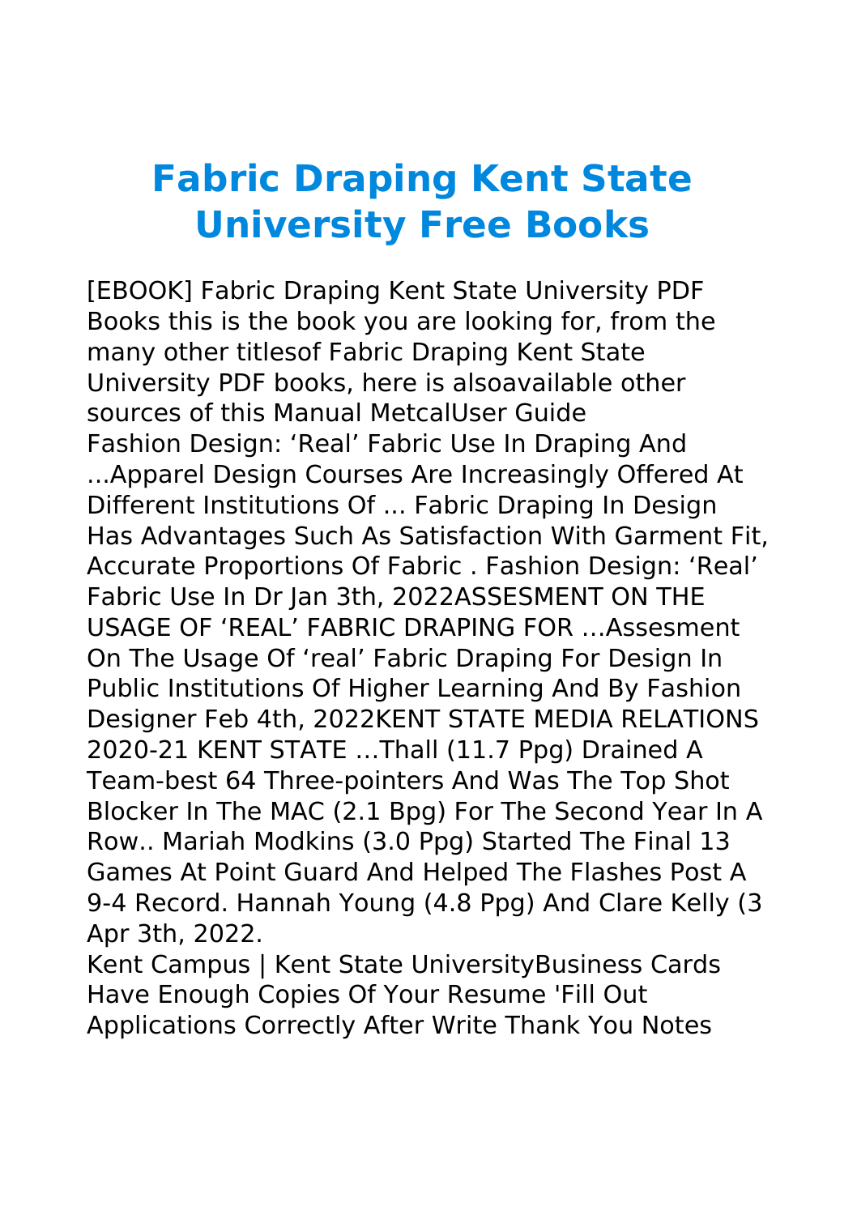# Fabric Draping Kent State University Free Books

[EBOOK] Fabric Draping Kent State University PDF Books this is the book you are looking for, from the many other titlesof Fabric Draping Kent State University PDF books, here is alsoavailable other sources of this Manual MetcalUser Guide

Fashion Design: 'Real' Fabric Use In Draping And ...Apparel Design Courses Are Increasingly Offered At Different Institutions Of ... Fabric Draping In Design Has Advantages Such As Satisfaction With Garment Fit, Accurate Proportions Of Fabric . Fashion Design: 'Real' Fabric Use In Dr Jan 3th, 2022ASSESMENT ON THE USAGE OF 'REAL' FABRIC DRAPING FOR …Assesment On The Usage Of 'real' Fabric Draping For Design In Public Institutions Of Higher Learning And By Fashion Designer Feb 4th, 2022KENT STATE MEDIA RELATIONS 2020-21 KENT STATE …Thall (11.7 Ppg) Drained A Team-best 64 Three-pointers And Was The Top Shot Blocker In The MAC (2.1 Bpg) For The Second Year In A Row.. Mariah Modkins (3.0 Ppg) Started The Final 13 Games At Point Guard And Helped The Flashes Post A 9-4 Record. Hannah Young (4.8 Ppg) And Clare Kelly (3 Apr 3th, 2022.

Kent Campus | Kent State UniversityBusiness Cards Have Enough Copies Of Your Resume 'Fill Out Applications Correctly After Write Thank You Notes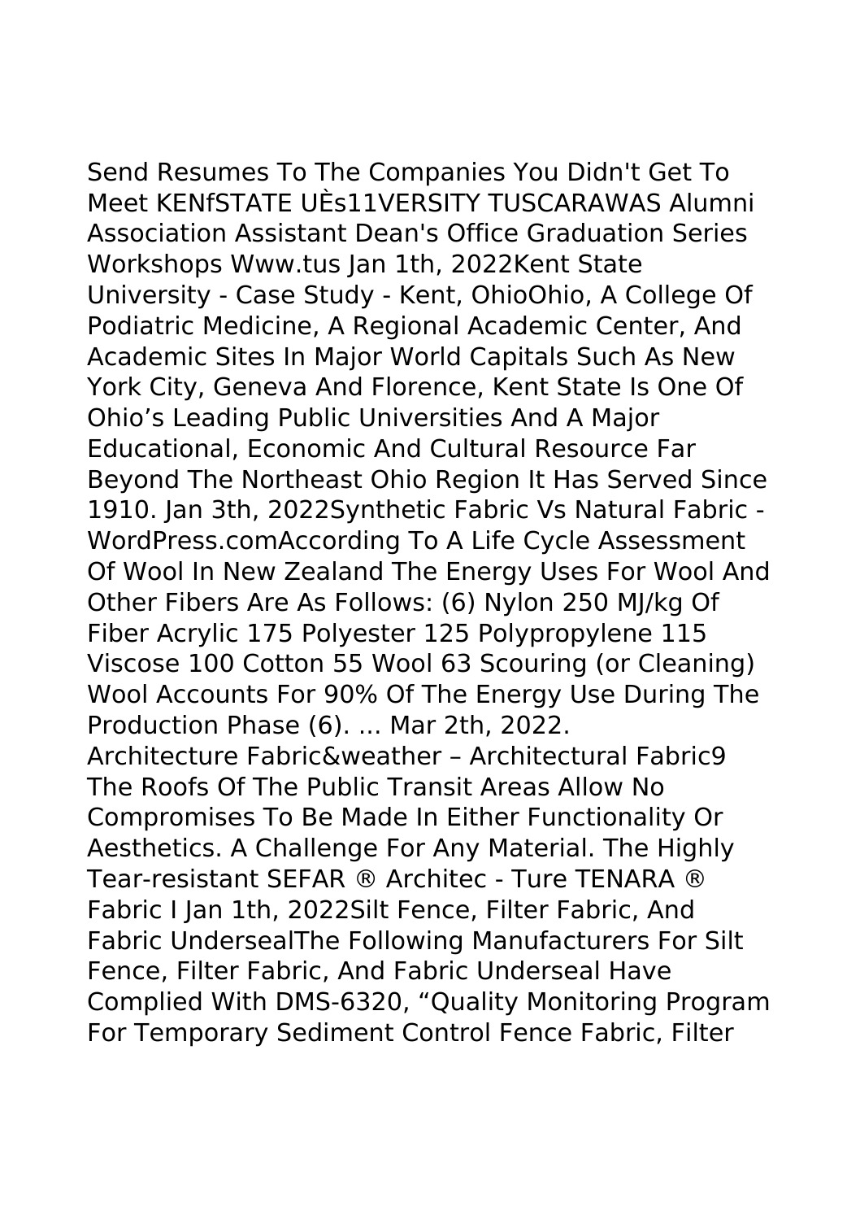Send Resumes To The Companies You Didn't Get To Meet KENfSTATE UÈs11VERSITY TUSCARAWAS Alumni Association Assistant Dean's Office Graduation Series Workshops Www.tus Jan 1th, 2022Kent State University - Case Study - Kent, OhioOhio, A College Of Podiatric Medicine, A Regional Academic Center, And Academic Sites In Major World Capitals Such As New York City, Geneva And Florence, Kent State Is One Of Ohio's Leading Public Universities And A Major Educational, Economic And Cultural Resource Far Beyond The Northeast Ohio Region It Has Served Since 1910. Jan 3th, 2022Synthetic Fabric Vs Natural Fabric - WordPress.comAccording To A Life Cycle Assessment Of Wool In New Zealand The Energy Uses For Wool And Other Fibers Are As Follows: (6) Nylon 250 MJ/kg Of Fiber Acrylic 175 Polyester 125 Polypropylene 115 Viscose 100 Cotton 55 Wool 63 Scouring (or Cleaning) Wool Accounts For 90% Of The Energy Use During The Production Phase (6). ... Mar 2th, 2022.

Architecture Fabric&weather – Architectural Fabric9 The Roofs Of The Public Transit Areas Allow No Compromises To Be Made In Either Functionality Or Aesthetics. A Challenge For Any Material. The Highly Tear-resistant SEFAR ® Architec - Ture TENARA ® Fabric I Jan 1th, 2022Silt Fence, Filter Fabric, And Fabric UndersealThe Following Manufacturers For Silt Fence, Filter Fabric, And Fabric Underseal Have Complied With DMS-6320, "Quality Monitoring Program For Temporary Sediment Control Fence Fabric, Filter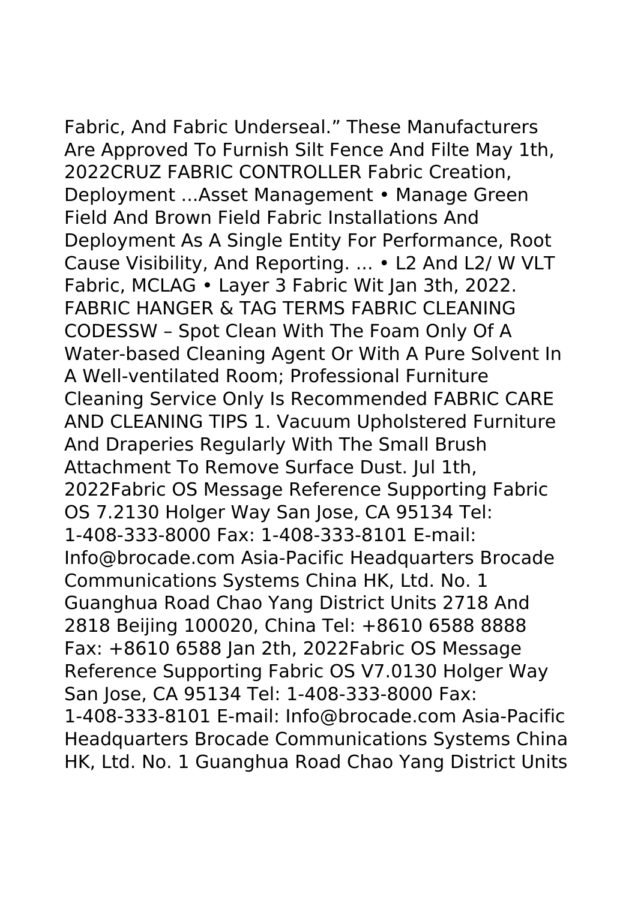Fabric, And Fabric Underseal." These Manufacturers Are Approved To Furnish Silt Fence And Filte May 1th, 2022CRUZ FABRIC CONTROLLER Fabric Creation, Deployment ...Asset Management • Manage Green Field And Brown Field Fabric Installations And Deployment As A Single Entity For Performance, Root Cause Visibility, And Reporting. ... • L2 And L2/ W VLT Fabric, MCLAG • Layer 3 Fabric Wit Jan 3th, 2022. FABRIC HANGER & TAG TERMS FABRIC CLEANING CODESSW – Spot Clean With The Foam Only Of A Water-based Cleaning Agent Or With A Pure Solvent In A Well-ventilated Room; Professional Furniture Cleaning Service Only Is Recommended FABRIC CARE AND CLEANING TIPS 1. Vacuum Upholstered Furniture And Draperies Regularly With The Small Brush Attachment To Remove Surface Dust. Jul 1th, 2022Fabric OS Message Reference Supporting Fabric OS 7.2130 Holger Way San Jose, CA 95134 Tel: 1-408-333-8000 Fax: 1-408-333-8101 E-mail: Info@brocade.com Asia-Pacific Headquarters Brocade Communications Systems China HK, Ltd. No. 1 Guanghua Road Chao Yang District Units 2718 And 2818 Beijing 100020, China Tel: +8610 6588 8888 Fax: +8610 6588 Jan 2th, 2022Fabric OS Message Reference Supporting Fabric OS V7.0130 Holger Way San Jose, CA 95134 Tel: 1-408-333-8000 Fax: 1-408-333-8101 E-mail: Info@brocade.com Asia-Pacific Headquarters Brocade Communications Systems China HK, Ltd. No. 1 Guanghua Road Chao Yang District Units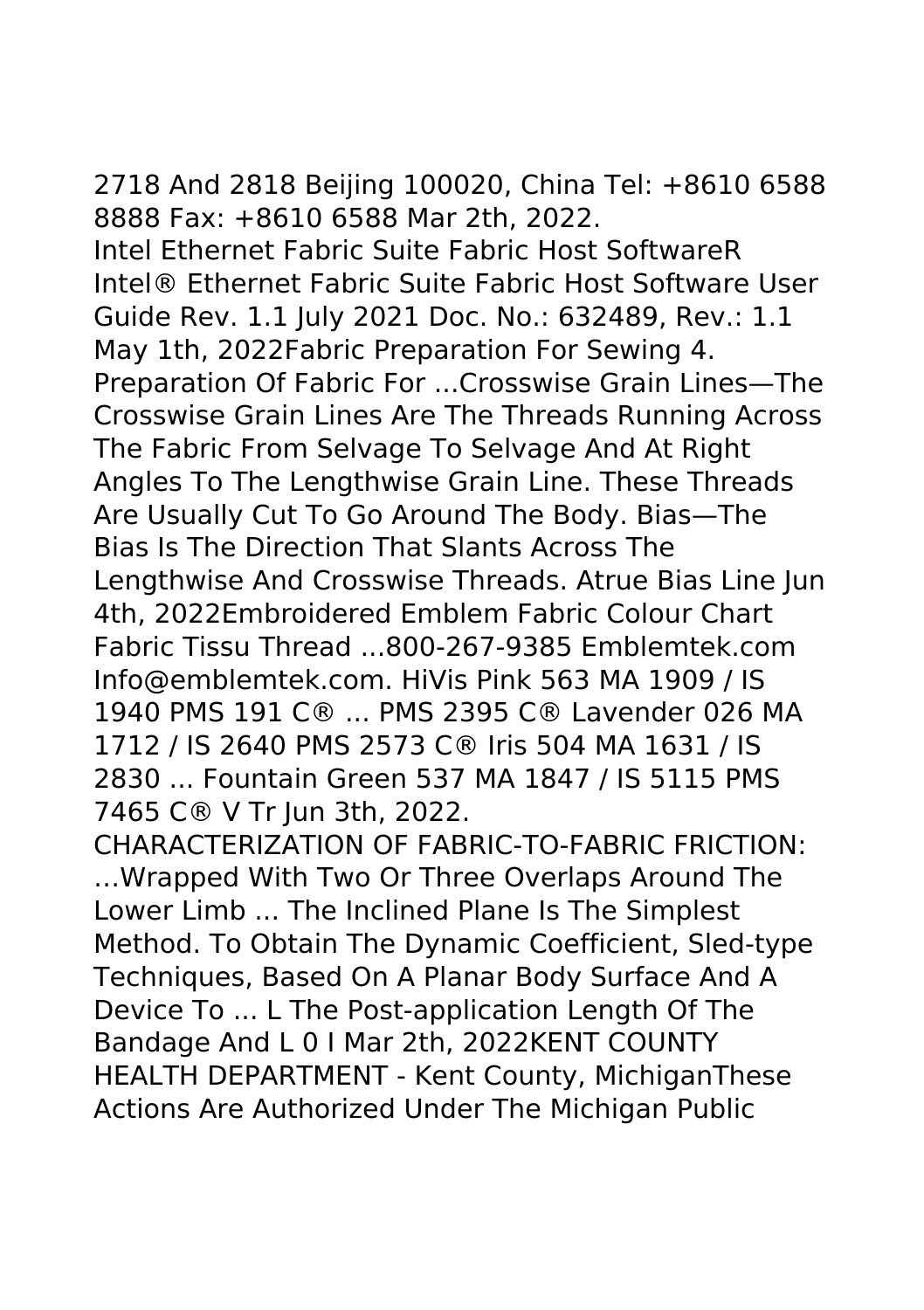2718 And 2818 Beijing 100020, China Tel: +8610 6588 8888 Fax: +8610 6588 Mar 2th, 2022.

Intel Ethernet Fabric Suite Fabric Host SoftwareR Intel® Ethernet Fabric Suite Fabric Host Software User Guide Rev. 1.1 July 2021 Doc. No.: 632489, Rev.: 1.1 May 1th, 2022Fabric Preparation For Sewing 4. Preparation Of Fabric For ...Crosswise Grain Lines—The Crosswise Grain Lines Are The Threads Running Across The Fabric From Selvage To Selvage And At Right Angles To The Lengthwise Grain Line. These Threads Are Usually Cut To Go Around The Body. Bias—The Bias Is The Direction That Slants Across The Lengthwise And Crosswise Threads. Atrue Bias Line Jun 4th, 2022Embroidered Emblem Fabric Colour Chart Fabric Tissu Thread ...800-267-9385 Emblemtek.com Info@emblemtek.com. HiVis Pink 563 MA 1909 / IS 1940 PMS 191 C® ... PMS 2395 C® Lavender 026 MA 1712 / IS 2640 PMS 2573 C® Iris 504 MA 1631 / IS 2830 ... Fountain Green 537 MA 1847 / IS 5115 PMS 7465 C® V Tr Jun 3th, 2022.

CHARACTERIZATION OF FABRIC-TO-FABRIC FRICTION: …Wrapped With Two Or Three Overlaps Around The Lower Limb ... The Inclined Plane Is The Simplest Method. To Obtain The Dynamic Coefficient, Sled-type Techniques, Based On A Planar Body Surface And A Device To ... L The Post-application Length Of The Bandage And L 0 I Mar 2th, 2022KENT COUNTY HEALTH DEPARTMENT - Kent County, MichiganThese Actions Are Authorized Under The Michigan Public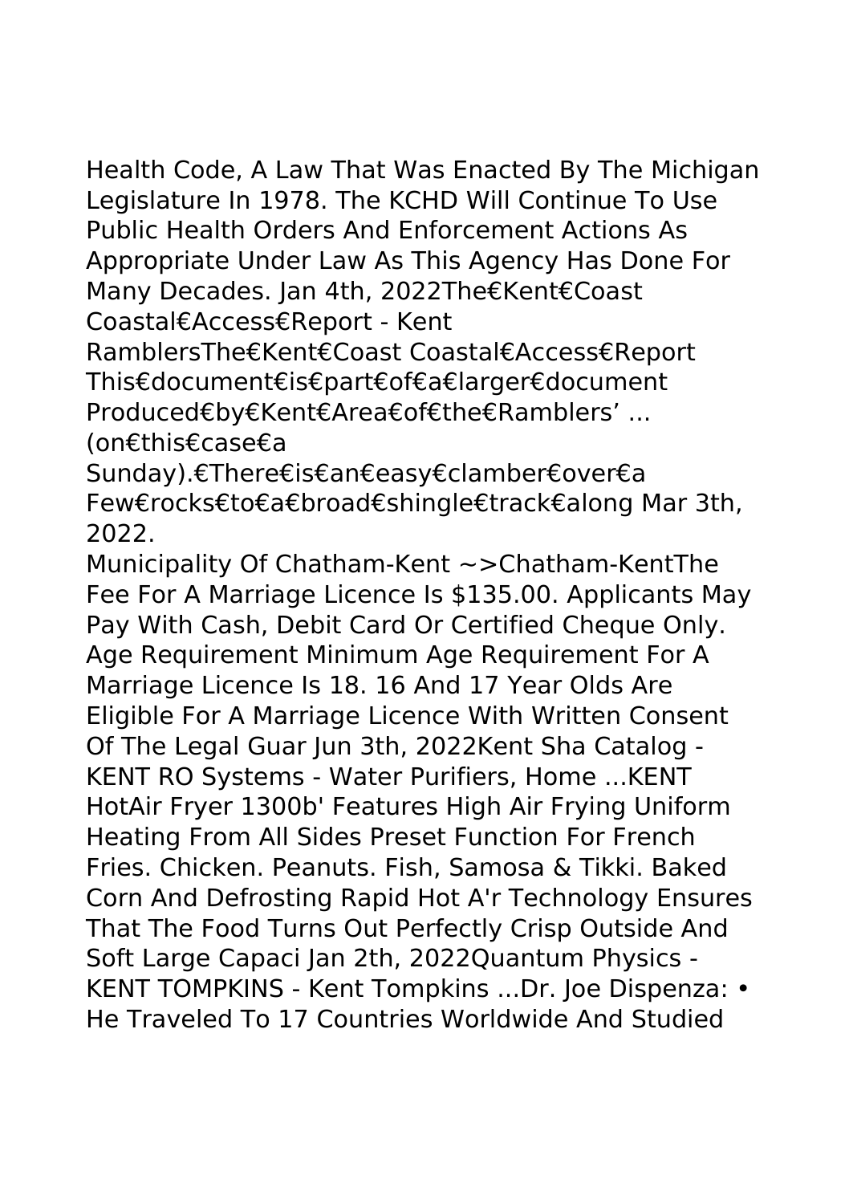Health Code, A Law That Was Enacted By The Michigan Legislature In 1978. The KCHD Will Continue To Use Public Health Orders And Enforcement Actions As Appropriate Under Law As This Agency Has Done For Many Decades. Jan 4th, 2022The€Kent€Coast Coastal€Access€Report - Kent RamblersThe€Kent€Coast Coastal€Access€Report This€document€is€part€of€a€larger€document Produced€by€Kent€Area€of€the€Ramblers' ... (on€this€case€a Sunday).€There€is€an€easy€clamber€over€a Few€rocks€to€a€broad€shingle€track€along Mar 3th, 2022.

Municipality Of Chatham-Kent ~>Chatham-KentThe Fee For A Marriage Licence Is $135.00. Applicants May Pay With Cash, Debit Card Or Certified Cheque Only. Age Requirement Minimum Age Requirement For A Marriage Licence Is 18. 16 And 17 Year Olds Are Eligible For A Marriage Licence With Written Consent Of The Legal Guar Jun 3th, 2022Kent Sha Catalog - KENT RO Systems - Water Purifiers, Home ...KENT HotAir Fryer 1300b' Features High Air Frying Uniform Heating From All Sides Preset Function For French Fries. Chicken. Peanuts. Fish, Samosa & Tikki. Baked Corn And Defrosting Rapid Hot A'r Technology Ensures That The Food Turns Out Perfectly Crisp Outside And Soft Large Capaci Jan 2th, 2022Quantum Physics - KENT TOMPKINS - Kent Tompkins ...Dr. Joe Dispenza: • He Traveled To 17 Countries Worldwide And Studied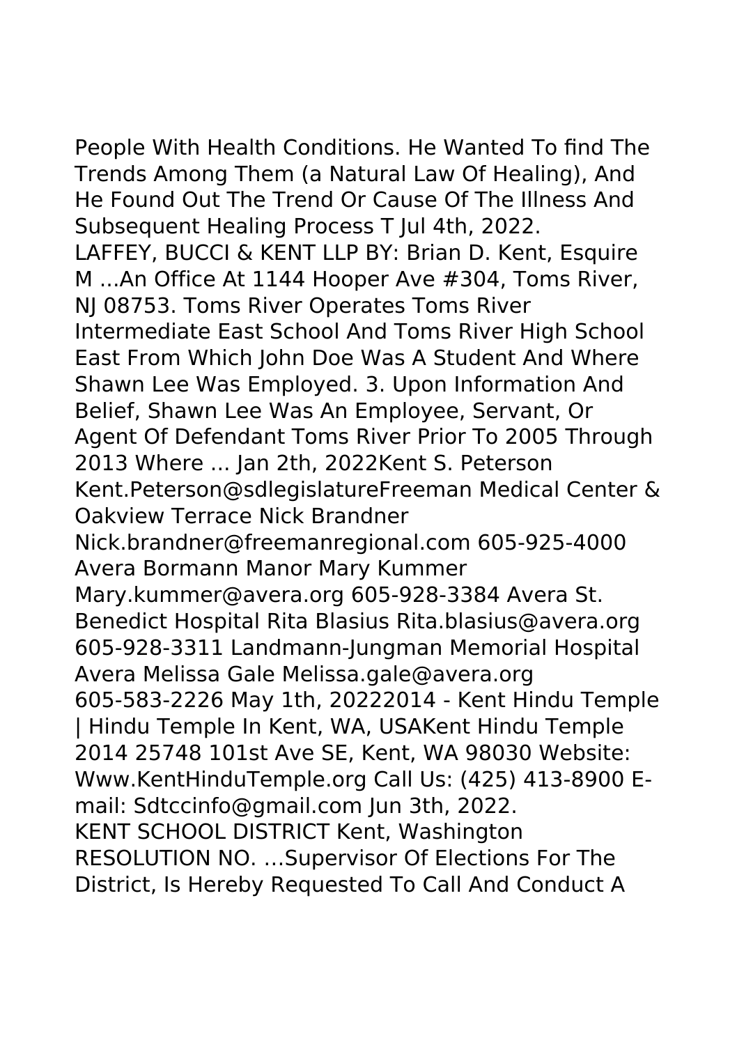People With Health Conditions. He Wanted To find The Trends Among Them (a Natural Law Of Healing), And He Found Out The Trend Or Cause Of The Illness And Subsequent Healing Process T Jul 4th, 2022.

LAFFEY, BUCCI & KENT LLP BY: Brian D. Kent, Esquire M ...An Office At 1144 Hooper Ave #304, Toms River, NJ 08753. Toms River Operates Toms River Intermediate East School And Toms River High School East From Which John Doe Was A Student And Where Shawn Lee Was Employed. 3. Upon Information And Belief, Shawn Lee Was An Employee, Servant, Or Agent Of Defendant Toms River Prior To 2005 Through 2013 Where ... Jan 2th, 2022Kent S. Peterson Kent.Peterson@sdlegislatureFreeman Medical Center & Oakview Terrace Nick Brandner Nick.brandner@freemanregional.com 605-925-4000 Avera Bormann Manor Mary Kummer Mary.kummer@avera.org 605-928-3384 Avera St. Benedict Hospital Rita Blasius Rita.blasius@avera.org 605-928-3311 Landmann-Jungman Memorial Hospital Avera Melissa Gale Melissa.gale@avera.org 605-583-2226 May 1th, 20222014 - Kent Hindu Temple | Hindu Temple In Kent, WA, USAKent Hindu Temple 2014 25748 101st Ave SE, Kent, WA 98030 Website: Www.KentHinduTemple.org Call Us: (425) 413-8900 E-mail: Sdtccinfo@gmail.com Jun 3th, 2022.

KENT SCHOOL DISTRICT Kent, Washington RESOLUTION NO. …Supervisor Of Elections For The District, Is Hereby Requested To Call And Conduct A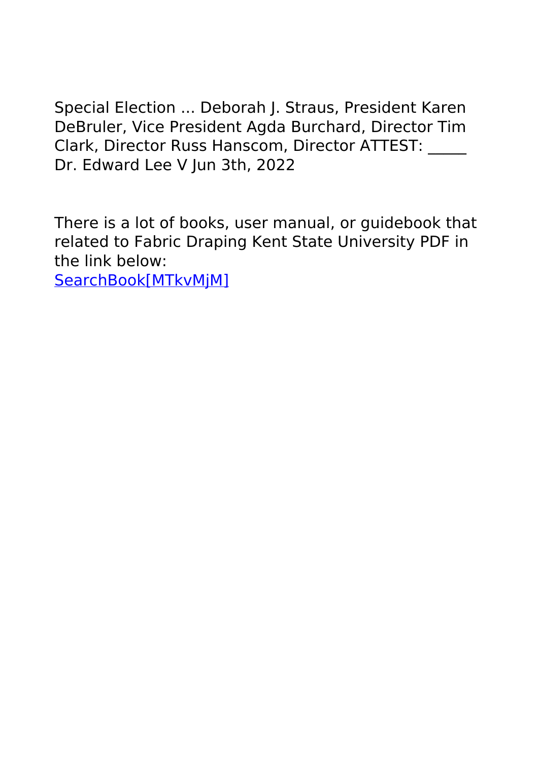Special Election ... Deborah J. Straus, President Karen DeBruler, Vice President Agda Burchard, Director Tim Clark, Director Russ Hanscom, Director ATTEST: _____ Dr. Edward Lee V Jun 3th, 2022

There is a lot of books, user manual, or guidebook that related to Fabric Draping Kent State University PDF in the link below:
SearchBook[MTkvMjM]